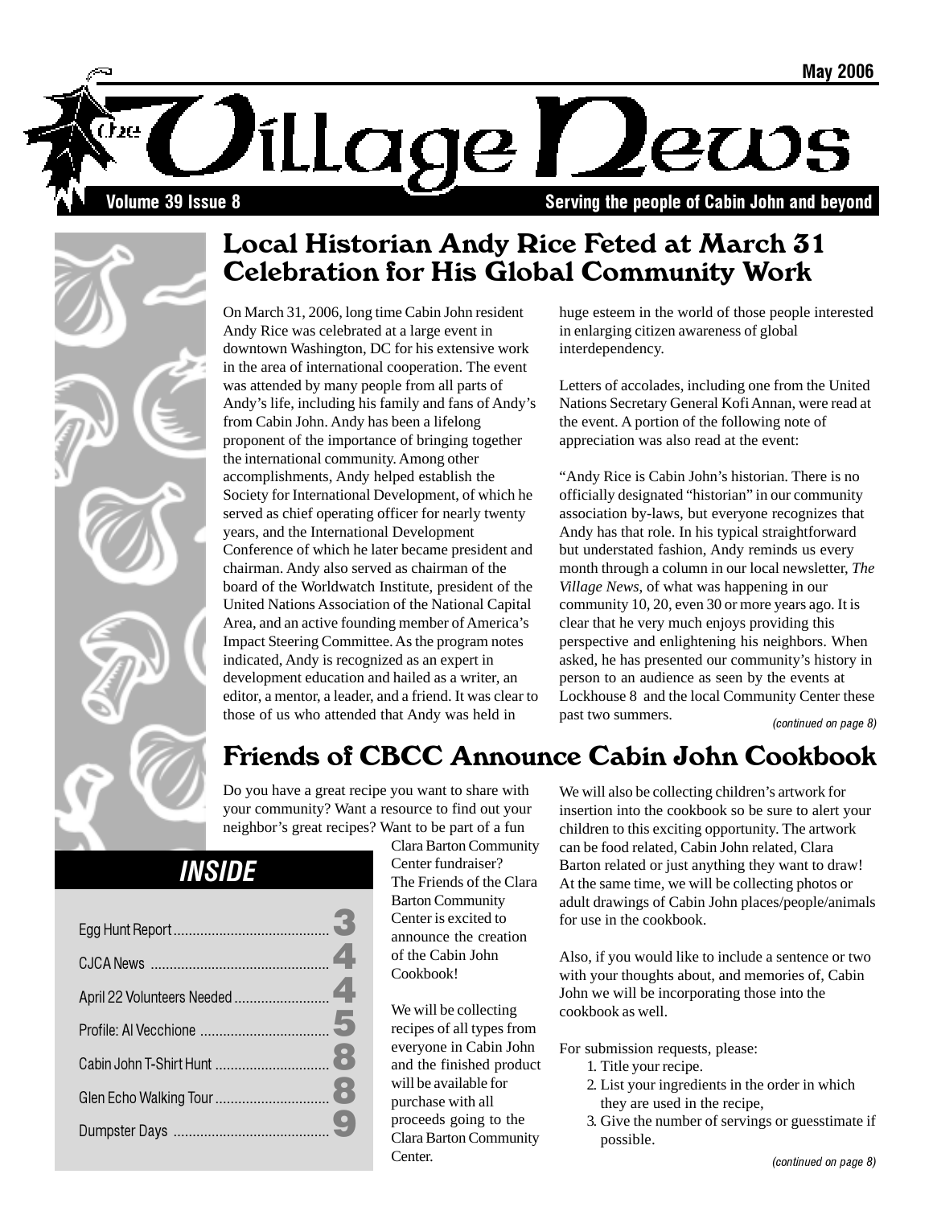# The Village News

May 2006

Volume 39 Issue 8

Serving the people of Cabin John and beyond

## Local Historian Andy Rice Feted at March 31 Celebration for His Global Community Work

On March 31, 2006, long time Cabin John resident Andy Rice was celebrated at a large event in downtown Washington, DC for his extensive work in the area of international cooperation. The event was attended by many people from all parts of Andy's life, including his family and fans of Andy's from Cabin John. Andy has been a lifelong proponent of the importance of bringing together the international community. Among other accomplishments, Andy helped establish the Society for International Development, of which he served as chief operating officer for nearly twenty years, and the International Development Conference of which he later became president and chairman. Andy also served as chairman of the board of the Worldwatch Institute, president of the United Nations Association of the National Capital Area, and an active founding member of America's Impact Steering Committee. As the program notes indicated, Andy is recognized as an expert in development education and hailed as a writer, an editor, a mentor, a leader, and a friend. It was clear to those of us who attended that Andy was held in huge esteem in the world of those people interested in enlarging citizen awareness of global interdependency.

Letters of accolades, including one from the United Nations Secretary General Kofi Annan, were read at the event. A portion of the following note of appreciation was also read at the event:

"Andy Rice is Cabin John's historian. There is no officially designated "historian" in our community association by-laws, but everyone recognizes that Andy has that role. In his typical straightforward but understated fashion, Andy reminds us every month through a column in our local newsletter, *The Village News*, of what was happening in our community 10, 20, even 30 or more years ago. It is clear that he very much enjoys providing this perspective and enlightening his neighbors. When asked, he has presented our community's history in person to an audience as seen by the events at Lockhouse 8 and the local Community Center these past two summers.

*(continued on page 8)*

## Friends of CBCC Announce Cabin John Cookbook

Do you have a great recipe you want to share with your community? Want a resource to find out your neighbor's great recipes? Want to be part of a fun Clara Barton Community Center fundraiser? The Friends of the Clara Barton Community Center is excited to announce the creation of the Cabin John Cookbook!

We will be collecting recipes of all types from everyone in Cabin John and the finished product will be available for purchase with all proceeds going to the Clara Barton Community Center.

We will also be collecting children's artwork for insertion into the cookbook so be sure to alert your children to this exciting opportunity. The artwork can be food related, Cabin John related, Clara Barton related or just anything they want to draw! At the same time, we will be collecting photos or adult drawings of Cabin John places/people/animals for use in the cookbook.

Also, if you would like to include a sentence or two with your thoughts about, and memories of, Cabin John we will be incorporating those into the cookbook as well.

For submission requests, please:

1. Title your recipe.
2. List your ingredients in the order in which they are used in the recipe,
3. Give the number of servings or guesstimate if possible.

*(continued on page 8)*

## INSIDE

| | |
|---|---|
| Egg Hunt Report | 3 |
| CJCA News | 4 |
| April 22 Volunteers Needed | 4 |
| Profile: Al Vecchione | 5 |
| Cabin John T-Shirt Hunt | 8 |
| Glen Echo Walking Tour | 8 |
| Dumpster Days | 9 |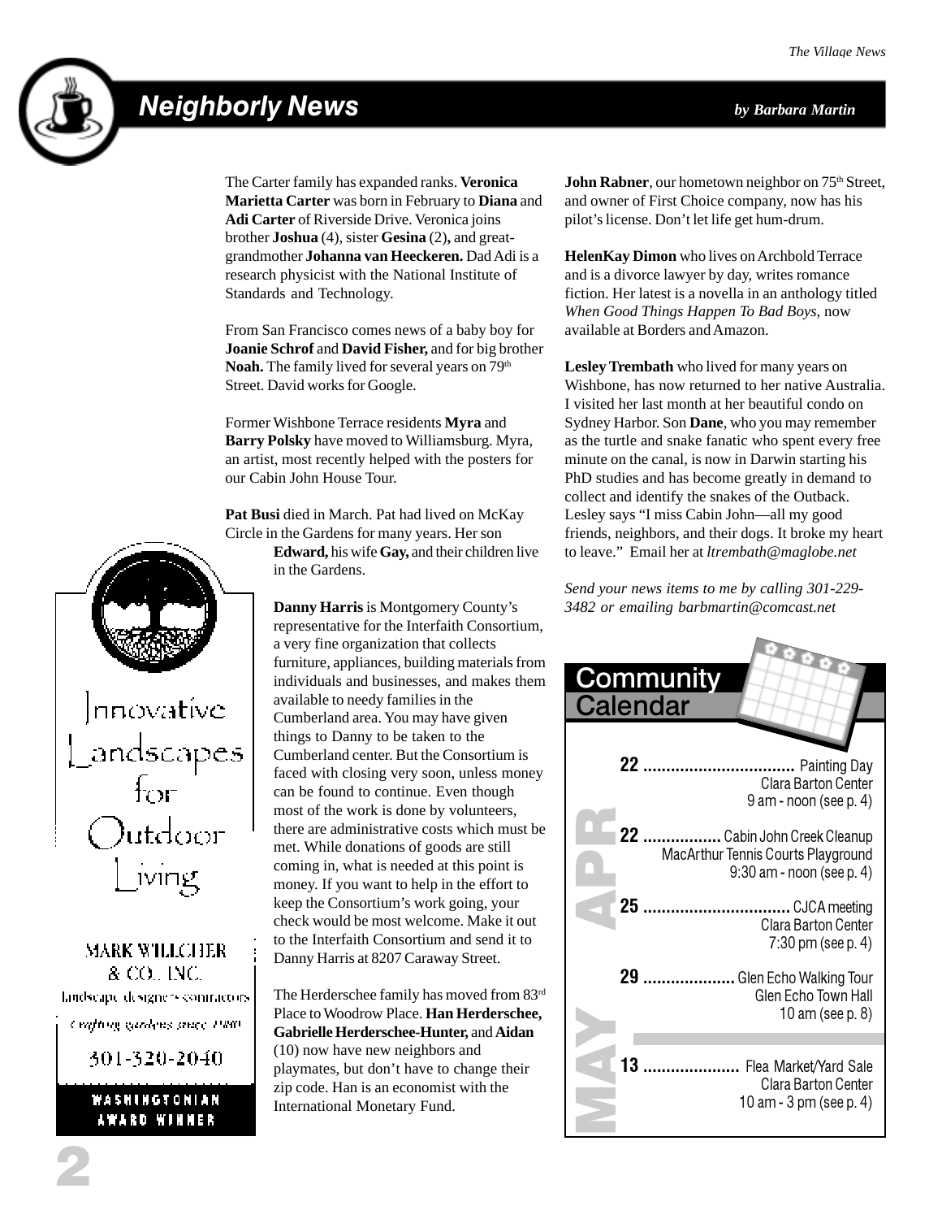## Neighborly News

*by Barbara Martin*

The Carter family has expanded ranks. **Veronica Marietta Carter** was born in February to **Diana** and **Adi Carter** of Riverside Drive. Veronica joins brother **Joshua** (4), sister **Gesina** (2)**,** and great-grandmother **Johanna van Heeckeren.** Dad Adi is a research physicist with the National Institute of Standards and Technology.

From San Francisco comes news of a baby boy for **Joanie Schrof** and **David Fisher,** and for big brother **Noah.** The family lived for several years on 79th Street. David works for Google.

Former Wishbone Terrace residents **Myra** and **Barry Polsky** have moved to Williamsburg. Myra, an artist, most recently helped with the posters for our Cabin John House Tour.

**Pat Busi** died in March. Pat had lived on McKay Circle in the Gardens for many years. Her son **Edward,** his wife **Gay,** and their children live in the Gardens.

**Danny Harris** is Montgomery County's representative for the Interfaith Consortium, a very fine organization that collects furniture, appliances, building materials from individuals and businesses, and makes them available to needy families in the Cumberland area. You may have given things to Danny to be taken to the Cumberland center. But the Consortium is faced with closing very soon, unless money can be found to continue. Even though most of the work is done by volunteers, there are administrative costs which must be met. While donations of goods are still coming in, what is needed at this point is money. If you want to help in the effort to keep the Consortium's work going, your check would be most welcome. Make it out to the Interfaith Consortium and send it to Danny Harris at 8207 Caraway Street.

The Herderschee family has moved from 83rd Place to Woodrow Place. **Han Herderschee, Gabrielle Herderschee-Hunter,** and **Aidan** (10) now have new neighbors and playmates, but don't have to change their zip code. Han is an economist with the International Monetary Fund.

**John Rabner**, our hometown neighbor on 75th Street, and owner of First Choice company, now has his pilot's license. Don't let life get hum-drum.

**HelenKay Dimon** who lives on Archbold Terrace and is a divorce lawyer by day, writes romance fiction. Her latest is a novella in an anthology titled *When Good Things Happen To Bad Boys*, now available at Borders and Amazon.

**Lesley Trembath** who lived for many years on Wishbone, has now returned to her native Australia. I visited her last month at her beautiful condo on Sydney Harbor. Son **Dane**, who you may remember as the turtle and snake fanatic who spent every free minute on the canal, is now in Darwin starting his PhD studies and has become greatly in demand to collect and identify the snakes of the Outback. Lesley says "I miss Cabin John—all my good friends, neighbors, and their dogs. It broke my heart to leave." Email her at *ltrembath@maglobe.net*

*Send your news items to me by calling 301-229-3482 or emailing barbmartin@comcast.net*

---

Innovative Landscapes for Outdoor Living

MARK WILLCHER & CO., INC.
landscape designers • contractors
crafting gardens since 1980
301-320-2040
WASHINGTONIAN AWARD WINNER

---

## Community Calendar

**APR**

**22** ................................. Painting Day
Clara Barton Center
9 am - noon (see p. 4)

**22** ................. Cabin John Creek Cleanup
MacArthur Tennis Courts Playground
9:30 am - noon (see p. 4)

**25** ................................ CJCA meeting
Clara Barton Center
7:30 pm (see p. 4)

**29** .................... Glen Echo Walking Tour
Glen Echo Town Hall
10 am (see p. 8)

**MAY**

**13** ..................... Flea Market/Yard Sale
Clara Barton Center
10 am - 3 pm (see p. 4)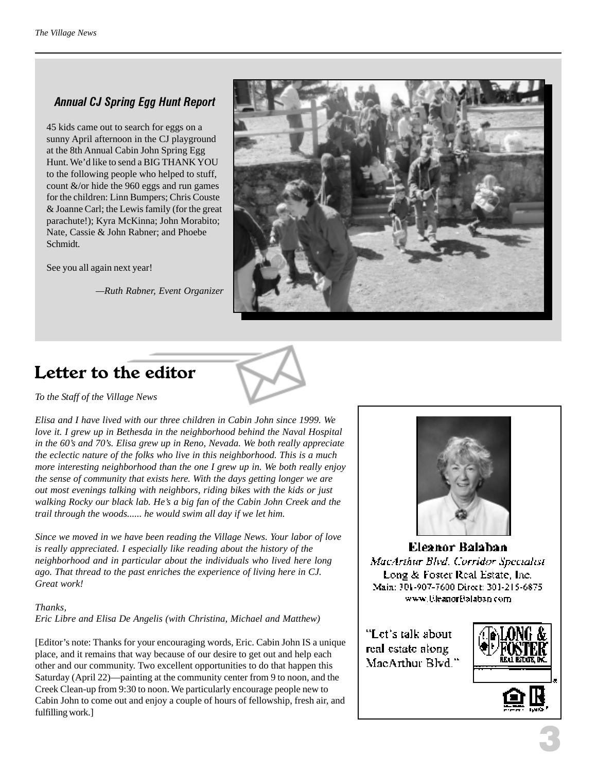### Annual CJ Spring Egg Hunt Report

45 kids came out to search for eggs on a sunny April afternoon in the CJ playground at the 8th Annual Cabin John Spring Egg Hunt. We'd like to send a BIG THANK YOU to the following people who helped to stuff, count &/or hide the 960 eggs and run games for the children: Linn Bumpers; Chris Couste & Joanne Carl; the Lewis family (for the great parachute!); Kyra McKinna; John Morabito; Nate, Cassie & John Rabner; and Phoebe Schmidt.

See you all again next year!

*—Ruth Rabner, Event Organizer*

## Letter to the editor

*To the Staff of the Village News*

*Elisa and I have lived with our three children in Cabin John since 1999. We love it. I grew up in Bethesda in the neighborhood behind the Naval Hospital in the 60's and 70's. Elisa grew up in Reno, Nevada. We both really appreciate the eclectic nature of the folks who live in this neighborhood. This is a much more interesting neighborhood than the one I grew up in. We both really enjoy the sense of community that exists here. With the days getting longer we are out most evenings talking with neighbors, riding bikes with the kids or just walking Rocky our black lab. He's a big fan of the Cabin John Creek and the trail through the woods...... he would swim all day if we let him.*

*Since we moved in we have been reading the Village News. Your labor of love is really appreciated. I especially like reading about the history of the neighborhood and in particular about the individuals who lived here long ago. That thread to the past enriches the experience of living here in CJ. Great work!*

*Thanks,*
*Eric Libre and Elisa De Angelis (with Christina, Michael and Matthew)*

[Editor's note: Thanks for your encouraging words, Eric. Cabin John IS a unique place, and it remains that way because of our desire to get out and help each other and our community. Two excellent opportunities to do that happen this Saturday (April 22)—painting at the community center from 9 to noon, and the Creek Clean-up from 9:30 to noon. We particularly encourage people new to Cabin John to come out and enjoy a couple of hours of fellowship, fresh air, and fulfilling work.]

**Eleanor Balaban**
*MacArthur Blvd. Corridor Specialist*
Long & Foster Real Estate, Inc.
Main: 301-907-7600 Direct: 301-215-6875
www.EleanorBalaban.com

"Let's talk about real estate along MacArthur Blvd."

LONG & FOSTER REAL ESTATE, INC.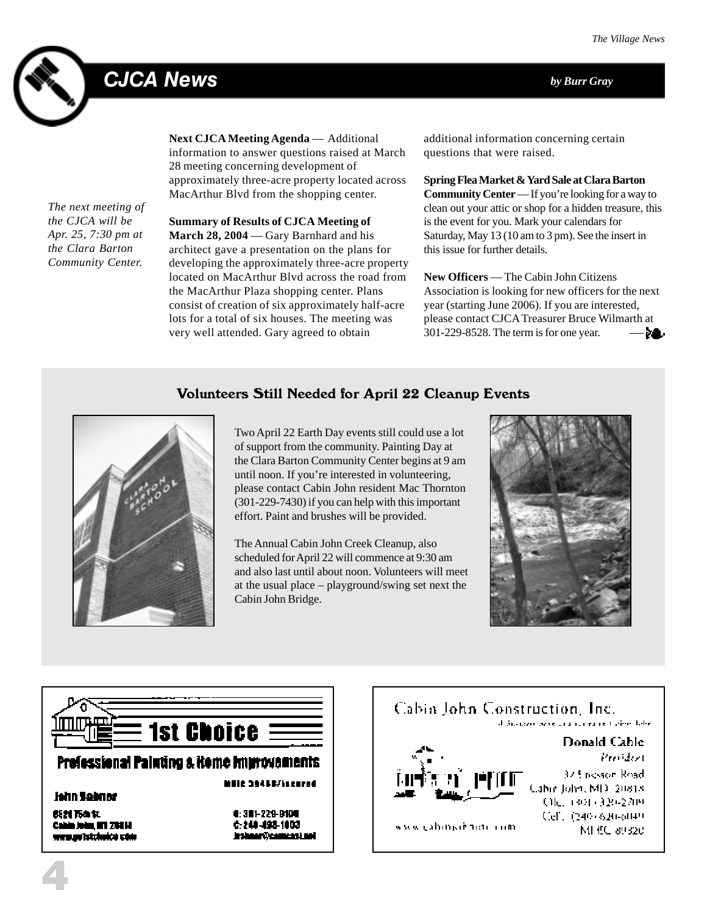## CJCA News

*by Burr Gray*

*The next meeting of the CJCA will be Apr. 25, 7:30 pm at the Clara Barton Community Center.*

**Next CJCA Meeting Agenda** — Additional information to answer questions raised at March 28 meeting concerning development of approximately three-acre property located across MacArthur Blvd from the shopping center.

**Summary of Results of CJCA Meeting of March 28, 2004** — Gary Barnhard and his architect gave a presentation on the plans for developing the approximately three-acre property located on MacArthur Blvd across the road from the MacArthur Plaza shopping center. Plans consist of creation of six approximately half-acre lots for a total of six houses. The meeting was very well attended. Gary agreed to obtain additional information concerning certain questions that were raised.

**Spring Flea Market & Yard Sale at Clara Barton Community Center** — If you're looking for a way to clean out your attic or shop for a hidden treasure, this is the event for you. Mark your calendars for Saturday, May 13 (10 am to 3 pm). See the insert in this issue for further details.

**New Officers** — The Cabin John Citizens Association is looking for new officers for the next year (starting June 2006). If you are interested, please contact CJCA Treasurer Bruce Wilmarth at 301-229-8528. The term is for one year.

### Volunteers Still Needed for April 22 Cleanup Events

Two April 22 Earth Day events still could use a lot of support from the community. Painting Day at the Clara Barton Community Center begins at 9 am until noon. If you're interested in volunteering, please contact Cabin John resident Mac Thornton (301-229-7430) if you can help with this important effort. Paint and brushes will be provided.

The Annual Cabin John Creek Cleanup, also scheduled for April 22 will commence at 9:30 am and also last until about noon. Volunteers will meet at the usual place – playground/swing set next the Cabin John Bridge.

**1st Choice**
**Professional Painting & Home Improvements**
MHIC 39468/Insured

John Sabnar
6521 75th St.
Cabin John, MD 20818
www.pa1stchoice.com

O: 301-229-0100
C: 240-498-1003
jrsabnar@comcast.net

**Cabin John Construction, Inc.**

Donald Cable
President
37 Sycamore Road
Cabin John, MD 20818
Ofc. (301) 320-2709
Cell (240) 620-0140
MHIC 80320

www.cabinjohninc.com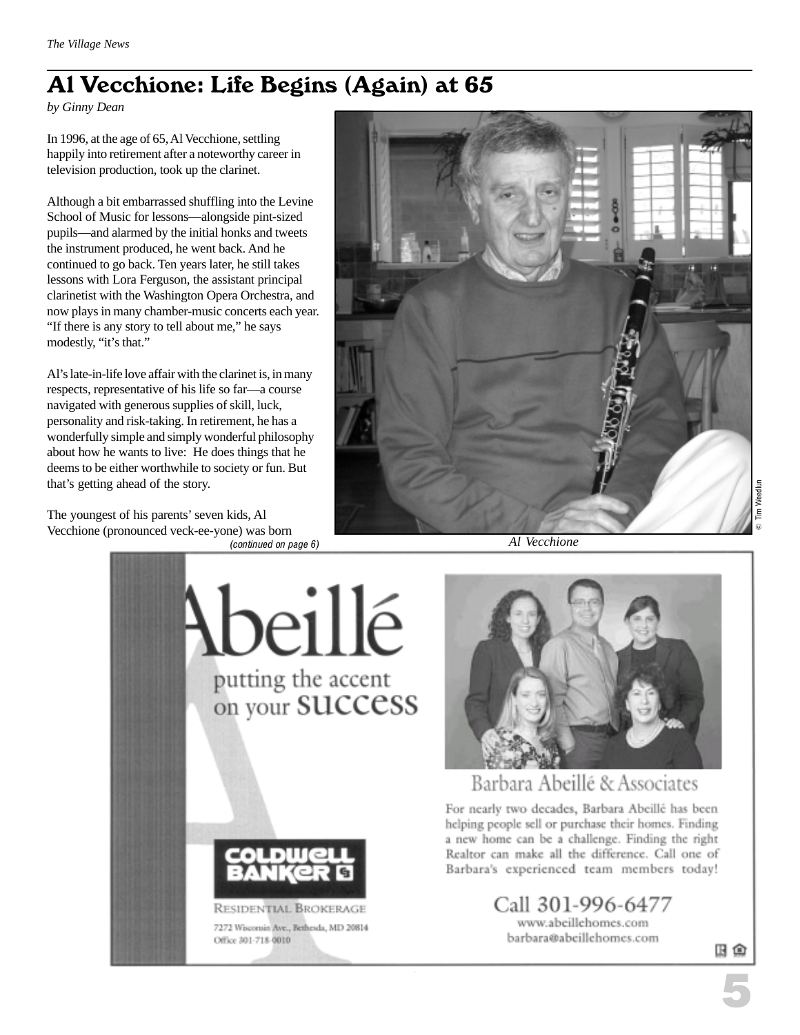# Al Vecchione: Life Begins (Again) at 65

*by Ginny Dean*

In 1996, at the age of 65, Al Vecchione, settling happily into retirement after a noteworthy career in television production, took up the clarinet.

Although a bit embarrassed shuffling into the Levine School of Music for lessons—alongside pint-sized pupils—and alarmed by the initial honks and tweets the instrument produced, he went back. And he continued to go back. Ten years later, he still takes lessons with Lora Ferguson, the assistant principal clarinetist with the Washington Opera Orchestra, and now plays in many chamber-music concerts each year. "If there is any story to tell about me," he says modestly, "it's that."

Al's late-in-life love affair with the clarinet is, in many respects, representative of his life so far—a course navigated with generous supplies of skill, luck, personality and risk-taking. In retirement, he has a wonderfully simple and simply wonderful philosophy about how he wants to live: He does things that he deems to be either worthwhile to society or fun. But that's getting ahead of the story.

The youngest of his parents' seven kids, Al Vecchione (pronounced veck-ee-yone) was born

*(continued on page 6)*

© Tim Weedlun

*Al Vecchione*

Abeillé

putting the accent on your success

Coldwell Banker

Residential Brokerage

7272 Wisconsin Ave., Bethesda, MD 20814
Office 301-718-0010

Barbara Abeillé & Associates

For nearly two decades, Barbara Abeillé has been helping people sell or purchase their homes. Finding a new home can be a challenge. Finding the right Realtor can make all the difference. Call one of Barbara's experienced team members today!

Call 301-996-6477
www.abeillehomes.com
barbara@abeillehomes.com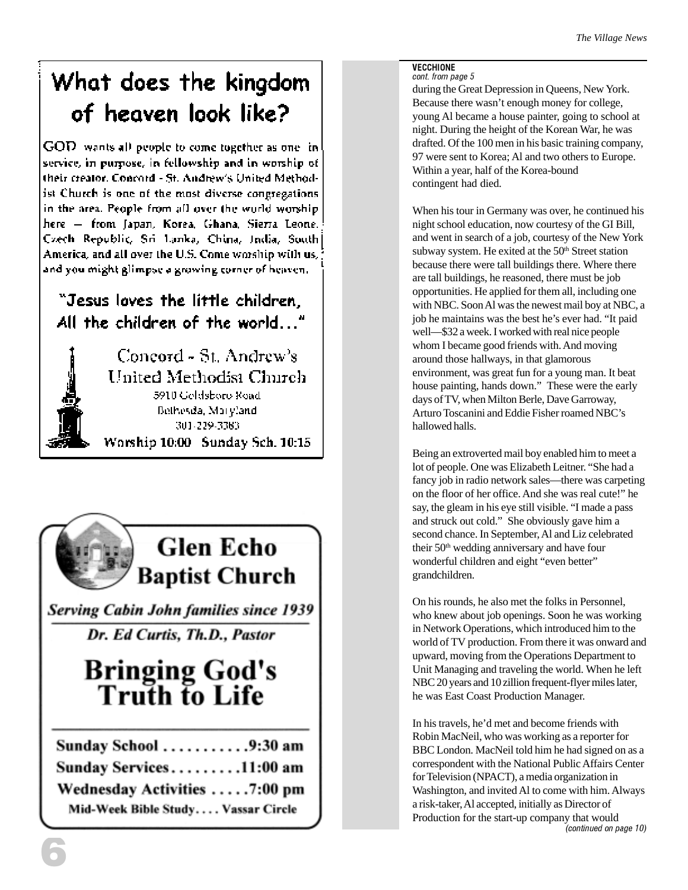# What does the kingdom of heaven look like?

GOD wants all people to come together as one in service, in purpose, in fellowship and in worship of their creator. Concord - St. Andrew's United Methodist Church is one of the most diverse congregations in the area. People from all over the world worship here — from Japan, Korea, Ghana, Sierra Leone, Czech Republic, Sri Lanka, China, India, South America, and all over the U.S. Come worship with us, and you might glimpse a growing corner of heaven.

"Jesus loves the little children, All the children of the world..."

Concord - St. Andrew's United Methodist Church
5910 Goldsboro Road
Bethesda, Maryland
301-229-3383
Worship 10:00 Sunday Sch. 10:15

# Glen Echo Baptist Church

*Serving Cabin John families since 1939*

*Dr. Ed Curtis, Th.D., Pastor*

## Bringing God's Truth to Life

Sunday School . . . . . . . . . . .9:30 am
Sunday Services . . . . . . . . .11:00 am
Wednesday Activities . . . . .7:00 pm
Mid-Week Bible Study. . . . Vassar Circle

**VECCHIONE**
*cont. from page 5*

during the Great Depression in Queens, New York. Because there wasn't enough money for college, young Al became a house painter, going to school at night. During the height of the Korean War, he was drafted. Of the 100 men in his basic training company, 97 were sent to Korea; Al and two others to Europe. Within a year, half of the Korea-bound contingent had died.

When his tour in Germany was over, he continued his night school education, now courtesy of the GI Bill, and went in search of a job, courtesy of the New York subway system. He exited at the 50th Street station because there were tall buildings there. Where there are tall buildings, he reasoned, there must be job opportunities. He applied for them all, including one with NBC. Soon Al was the newest mail boy at NBC, a job he maintains was the best he's ever had. "It paid well—$32 a week. I worked with real nice people whom I became good friends with. And moving around those hallways, in that glamorous environment, was great fun for a young man. It beat house painting, hands down." These were the early days of TV, when Milton Berle, Dave Garroway, Arturo Toscanini and Eddie Fisher roamed NBC's hallowed halls.

Being an extroverted mail boy enabled him to meet a lot of people. One was Elizabeth Leitner. "She had a fancy job in radio network sales—there was carpeting on the floor of her office. And she was real cute!" he say, the gleam in his eye still visible. "I made a pass and struck out cold." She obviously gave him a second chance. In September, Al and Liz celebrated their 50th wedding anniversary and have four wonderful children and eight "even better" grandchildren.

On his rounds, he also met the folks in Personnel, who knew about job openings. Soon he was working in Network Operations, which introduced him to the world of TV production. From there it was onward and upward, moving from the Operations Department to Unit Managing and traveling the world. When he left NBC 20 years and 10 zillion frequent-flyer miles later, he was East Coast Production Manager.

In his travels, he'd met and become friends with Robin MacNeil, who was working as a reporter for BBC London. MacNeil told him he had signed on as a correspondent with the National Public Affairs Center for Television (NPACT), a media organization in Washington, and invited Al to come with him. Always a risk-taker, Al accepted, initially as Director of Production for the start-up company that would

*(continued on page 10)*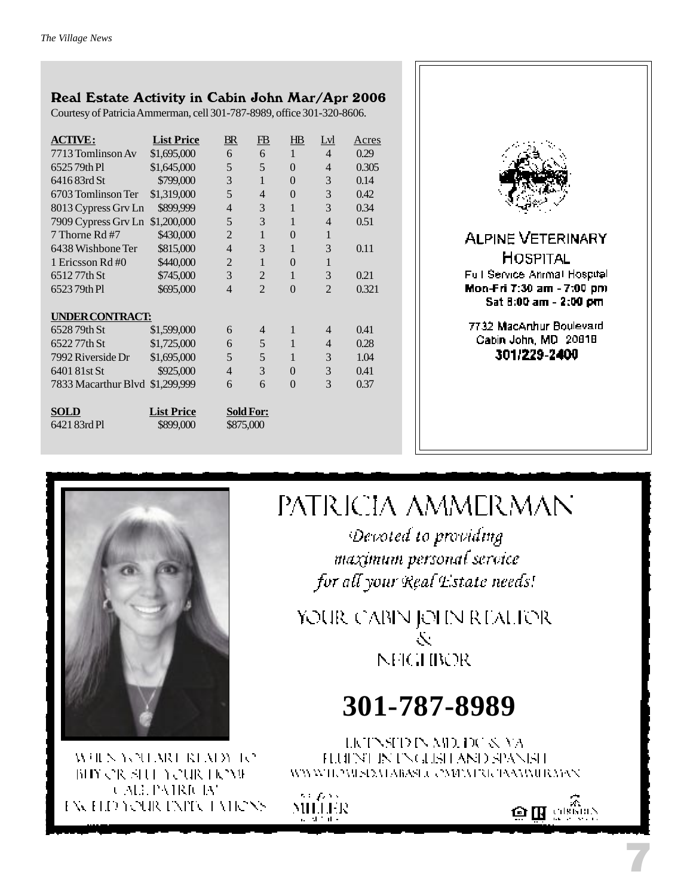## Real Estate Activity in Cabin John Mar/Apr 2006

Courtesy of Patricia Ammerman, cell 301-787-8989, office 301-320-8606.

| ACTIVE: | List Price | BR | FB | HB | Lvl | Acres |
|---|---|---|---|---|---|---|
| 7713 Tomlinson Av | $1,695,000 | 6 | 6 | 1 | 4 | 0.29 |
| 6525 79th Pl | $1,645,000 | 5 | 5 | 0 | 4 | 0.305 |
| 6416 83rd St | $799,000 | 3 | 1 | 0 | 3 | 0.14 |
| 6703 Tomlinson Ter | $1,319,000 | 5 | 4 | 0 | 3 | 0.42 |
| 8013 Cypress Grv Ln | $899,999 | 4 | 3 | 1 | 3 | 0.34 |
| 7909 Cypress Grv Ln | $1,200,000 | 5 | 3 | 1 | 4 | 0.51 |
| 7 Thorne Rd #7 | $430,000 | 2 | 1 | 0 | 1 | |
| 6438 Wishbone Ter | $815,000 | 4 | 3 | 1 | 3 | 0.11 |
| 1 Ericsson Rd #0 | $440,000 | 2 | 1 | 0 | 1 | |
| 6512 77th St | $745,000 | 3 | 2 | 1 | 3 | 0.21 |
| 6523 79th Pl | $695,000 | 4 | 2 | 0 | 2 | 0.321 |
| **UNDER CONTRACT:** | | | | | | |
| 6528 79th St | $1,599,000 | 6 | 4 | 1 | 4 | 0.41 |
| 6522 77th St | $1,725,000 | 6 | 5 | 1 | 4 | 0.28 |
| 7992 Riverside Dr | $1,695,000 | 5 | 5 | 1 | 3 | 1.04 |
| 6401 81st St | $925,000 | 4 | 3 | 0 | 3 | 0.41 |
| 7833 Macarthur Blvd | $1,299,999 | 6 | 6 | 0 | 3 | 0.37 |

| SOLD | List Price | Sold For: |
|---|---|---|
| 6421 83rd Pl | $899,000 | $875,000 |

**ALPINE VETERINARY HOSPITAL**

Full Service Animal Hospital

**Mon-Fri 7:30 am - 7:00 pm**

**Sat 8:00 am - 2:00 pm**

7732 MacArthur Boulevard
Cabin John, MD 20818

**301/229-2400**

# PATRICIA AMMERMAN

*Devoted to providing maximum personal service for all your Real Estate needs!*

YOUR CABIN JOHN REALTOR & NEIGHBOR

**301-787-8989**

LICENSED IN MD, DC & VA
FLUENT IN ENGLISH AND SPANISH
WWW.HOMESDATABASE.COM/PATRICIAAMMERMAN

WHEN YOU ARE READY TO BUY OR SELL YOUR HOME CALL PATRICIA! EXCEED YOUR EXPECTATIONS

MILLER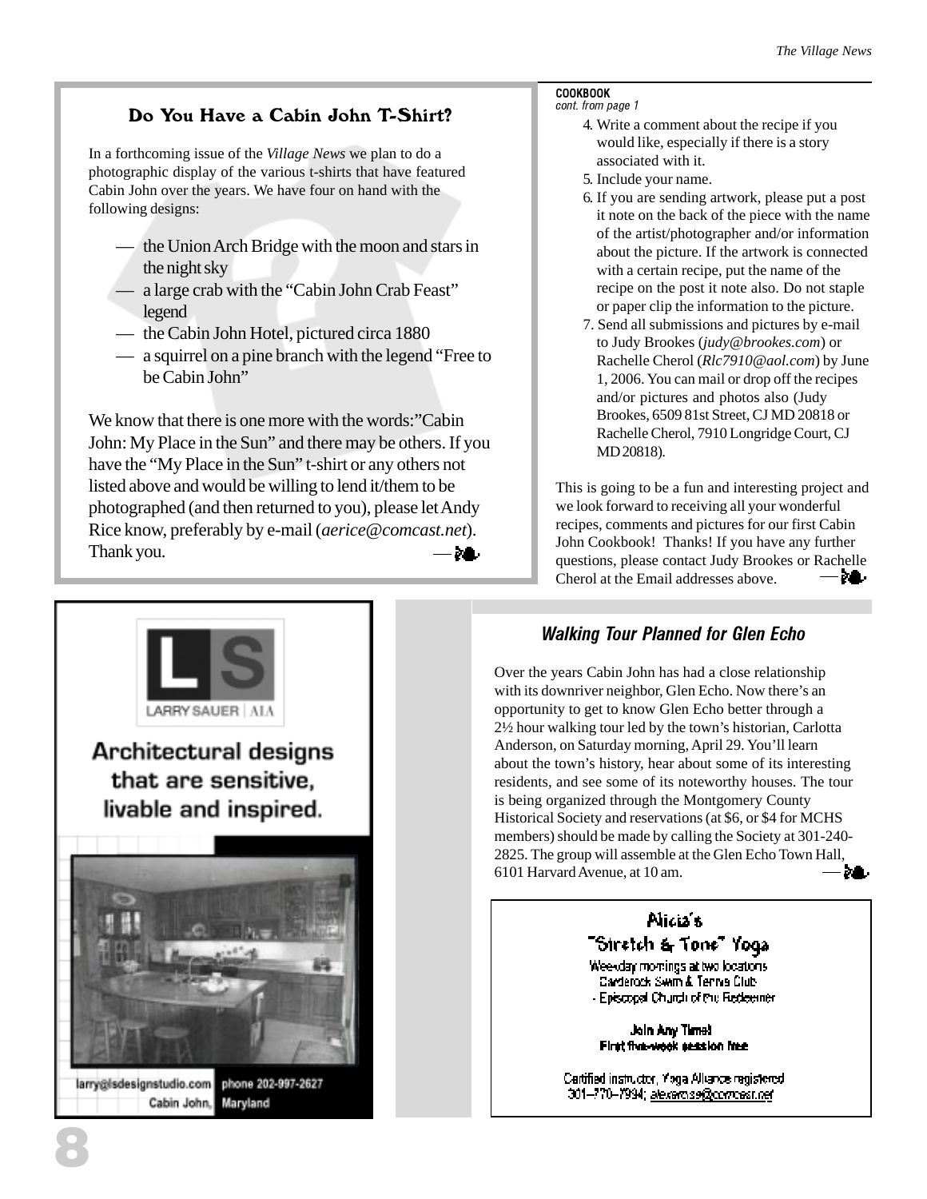## Do You Have a Cabin John T-Shirt?

In a forthcoming issue of the *Village News* we plan to do a photographic display of the various t-shirts that have featured Cabin John over the years. We have four on hand with the following designs:

- the Union Arch Bridge with the moon and stars in the night sky
- a large crab with the "Cabin John Crab Feast" legend
- the Cabin John Hotel, pictured circa 1880
- a squirrel on a pine branch with the legend "Free to be Cabin John"

We know that there is one more with the words:"Cabin John: My Place in the Sun" and there may be others. If you have the "My Place in the Sun" t-shirt or any others not listed above and would be willing to lend it/them to be photographed (and then returned to you), please let Andy Rice know, preferably by e-mail (*aerice@comcast.net*). Thank you.

**COOKBOOK**
*cont. from page 1*

4. Write a comment about the recipe if you would like, especially if there is a story associated with it.
5. Include your name.
6. If you are sending artwork, please put a post it note on the back of the piece with the name of the artist/photographer and/or information about the picture. If the artwork is connected with a certain recipe, put the name of the recipe on the post it note also. Do not staple or paper clip the information to the picture.
7. Send all submissions and pictures by e-mail to Judy Brookes (*judy@brookes.com*) or Rachelle Cherol (*Rlc7910@aol.com*) by June 1, 2006. You can mail or drop off the recipes and/or pictures and photos also (Judy Brookes, 6509 81st Street, CJ MD 20818 or Rachelle Cherol, 7910 Longridge Court, CJ MD 20818).

This is going to be a fun and interesting project and we look forward to receiving all your wonderful recipes, comments and pictures for our first Cabin John Cookbook! Thanks! If you have any further questions, please contact Judy Brookes or Rachelle Cherol at the Email addresses above.

LS
LARRY SAUER | AIA

**Architectural designs that are sensitive, livable and inspired.**

larry@lsdesignstudio.com phone 202-997-2627
Cabin John, Maryland

## *Walking Tour Planned for Glen Echo*

Over the years Cabin John has had a close relationship with its downriver neighbor, Glen Echo. Now there's an opportunity to get to know Glen Echo better through a 2½ hour walking tour led by the town's historian, Carlotta Anderson, on Saturday morning, April 29. You'll learn about the town's history, hear about some of its interesting residents, and see some of its noteworthy houses. The tour is being organized through the Montgomery County Historical Society and reservations (at $6, or $4 for MCHS members) should be made by calling the Society at 301-240-2825. The group will assemble at the Glen Echo Town Hall, 6101 Harvard Avenue, at 10 am.

**Alicia's "Stretch & Tone" Yoga**

Weekday mornings at two locations
Carderock Swim & Tennis Club
- Episcopal Church of the Redeemer

**Join Any Time!**
**First five-week session free**

Certified instructor, Yoga Alliance registered
301–770–7934; alexamss@comcast.net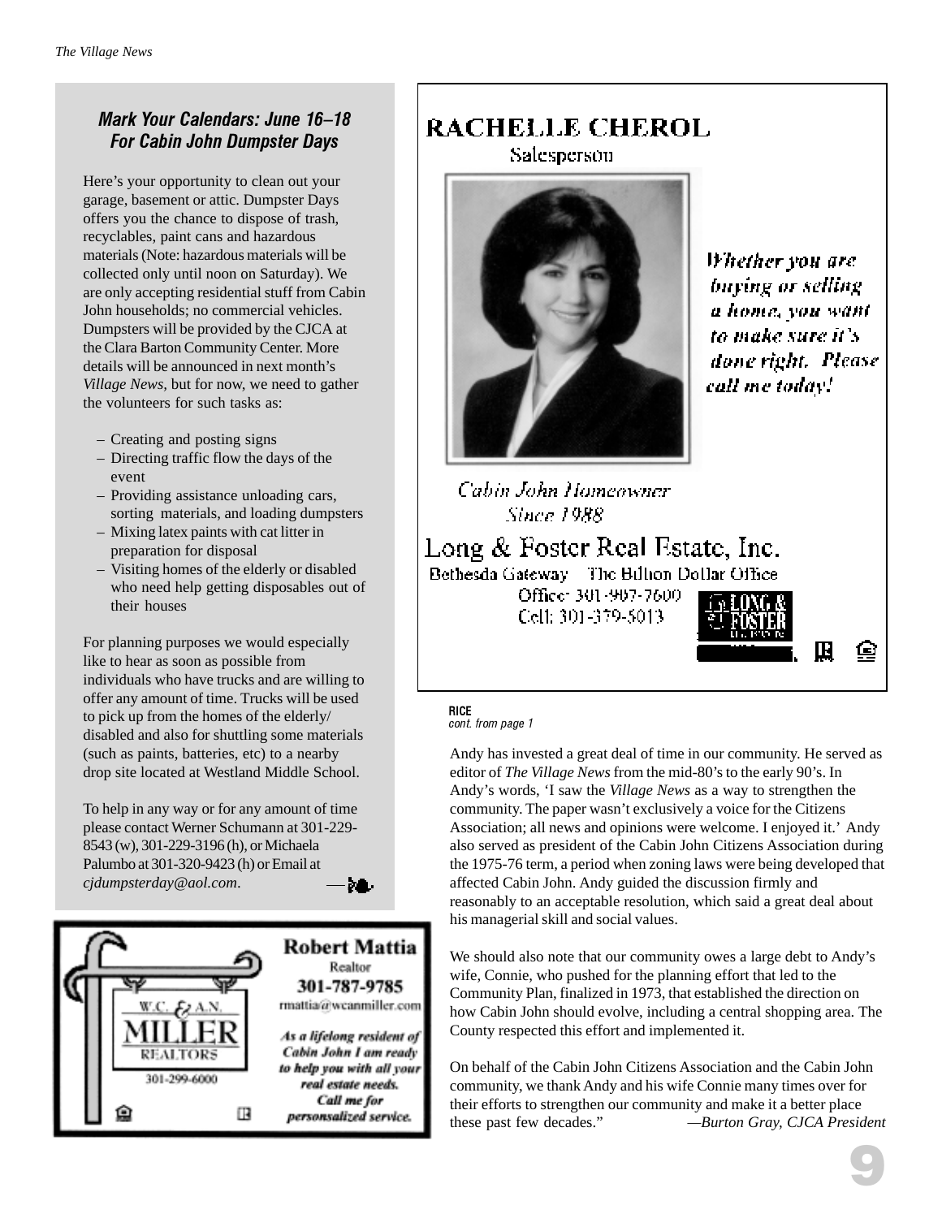## Mark Your Calendars: June 16–18 For Cabin John Dumpster Days

Here's your opportunity to clean out your garage, basement or attic. Dumpster Days offers you the chance to dispose of trash, recyclables, paint cans and hazardous materials (Note: hazardous materials will be collected only until noon on Saturday). We are only accepting residential stuff from Cabin John households; no commercial vehicles. Dumpsters will be provided by the CJCA at the Clara Barton Community Center. More details will be announced in next month's *Village News*, but for now, we need to gather the volunteers for such tasks as:

- Creating and posting signs
- Directing traffic flow the days of the event
- Providing assistance unloading cars, sorting materials, and loading dumpsters
- Mixing latex paints with cat litter in preparation for disposal
- Visiting homes of the elderly or disabled who need help getting disposables out of their houses

For planning purposes we would especially like to hear as soon as possible from individuals who have trucks and are willing to offer any amount of time. Trucks will be used to pick up from the homes of the elderly/disabled and also for shuttling some materials (such as paints, batteries, etc) to a nearby drop site located at Westland Middle School.

To help in any way or for any amount of time please contact Werner Schumann at 301-229-8543 (w), 301-229-3196 (h), or Michaela Palumbo at 301-320-9423 (h) or Email at *cjdumpsterday@aol.com*.

**Robert Mattia**
Realtor
**301-787-9785**
rmattia@wcanmiller.com

W.C. & A.N. MILLER REALTORS
301-299-6000

***As a lifelong resident of Cabin John I am ready to help you with all your real estate needs. Call me for personalized service.***

**RACHELLE CHEROL**
Salesperson

*Whether you are buying or selling a home, you want to make sure it's done right. Please call me today!*

*Cabin John Homeowner Since 1988*

Long & Foster Real Estate, Inc.
Bethesda Gateway The Billion Dollar Office
Office: 301-907-7600
Cell: 301-379-5013

**RICE**
*cont. from page 1*

Andy has invested a great deal of time in our community. He served as editor of *The Village News* from the mid-80's to the early 90's. In Andy's words, 'I saw the *Village News* as a way to strengthen the community. The paper wasn't exclusively a voice for the Citizens Association; all news and opinions were welcome. I enjoyed it.' Andy also served as president of the Cabin John Citizens Association during the 1975-76 term, a period when zoning laws were being developed that affected Cabin John. Andy guided the discussion firmly and reasonably to an acceptable resolution, which said a great deal about his managerial skill and social values.

We should also note that our community owes a large debt to Andy's wife, Connie, who pushed for the planning effort that led to the Community Plan, finalized in 1973, that established the direction on how Cabin John should evolve, including a central shopping area. The County respected this effort and implemented it.

On behalf of the Cabin John Citizens Association and the Cabin John community, we thank Andy and his wife Connie many times over for their efforts to strengthen our community and make it a better place these past few decades." —*Burton Gray, CJCA President*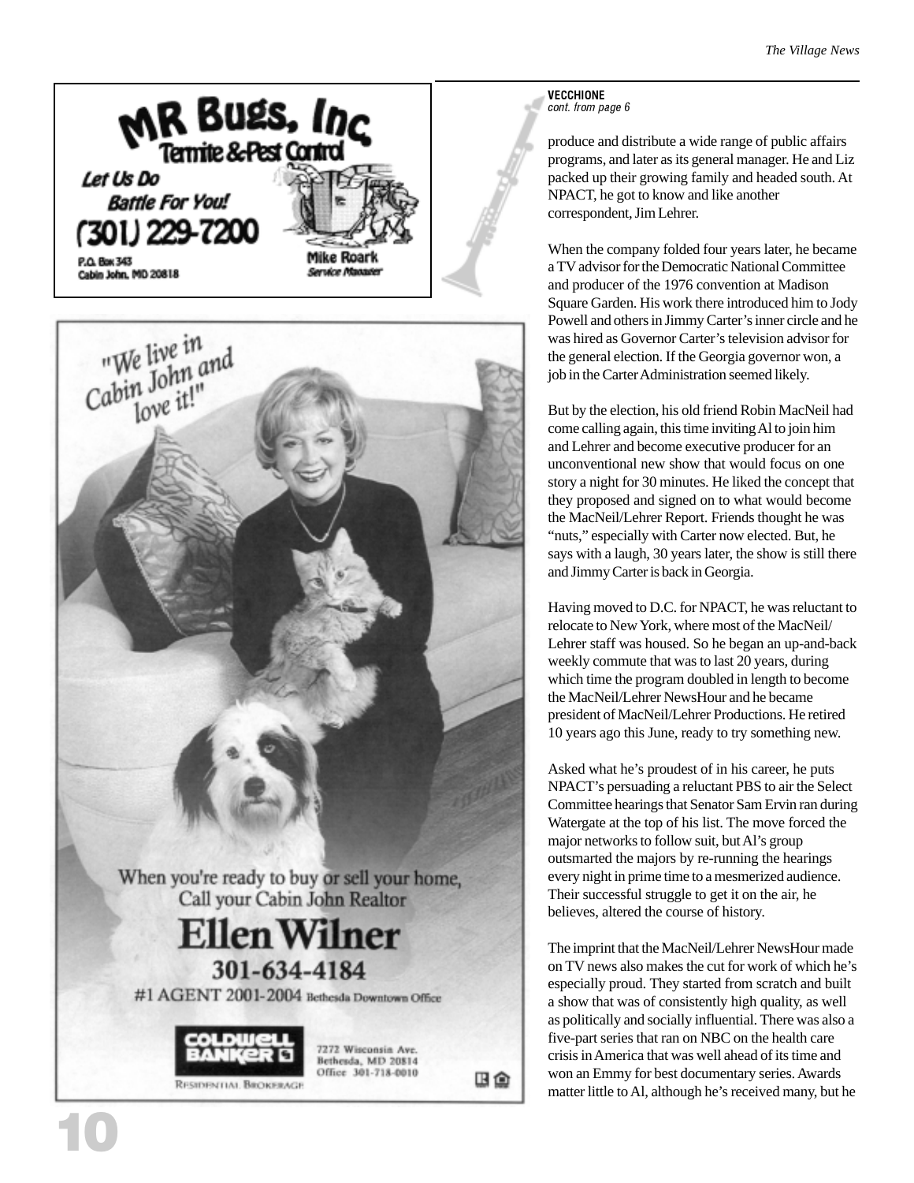MR Bugs, Inc

Termite & Pest Control

Let Us Do Battle For You!

(301) 229-7200

P.O. Box 343
Cabin John, MD 20818

Mike Roark
Service Manager

"We live in Cabin John and love it!"

When you're ready to buy or sell your home, Call your Cabin John Realtor

**Ellen Wilner**

**301-634-4184**

#1 AGENT 2001-2004 Bethesda Downtown Office

COLDWELL BANKER
Residential Brokerage

7272 Wisconsin Ave.
Bethesda, MD 20814
Office 301-718-0010

**VECCHIONE**
*cont. from page 6*

produce and distribute a wide range of public affairs programs, and later as its general manager. He and Liz packed up their growing family and headed south. At NPACT, he got to know and like another correspondent, Jim Lehrer.

When the company folded four years later, he became a TV advisor for the Democratic National Committee and producer of the 1976 convention at Madison Square Garden. His work there introduced him to Jody Powell and others in Jimmy Carter's inner circle and he was hired as Governor Carter's television advisor for the general election. If the Georgia governor won, a job in the Carter Administration seemed likely.

But by the election, his old friend Robin MacNeil had come calling again, this time inviting Al to join him and Lehrer and become executive producer for an unconventional new show that would focus on one story a night for 30 minutes. He liked the concept that they proposed and signed on to what would become the MacNeil/Lehrer Report. Friends thought he was "nuts," especially with Carter now elected. But, he says with a laugh, 30 years later, the show is still there and Jimmy Carter is back in Georgia.

Having moved to D.C. for NPACT, he was reluctant to relocate to New York, where most of the MacNeil/Lehrer staff was housed. So he began an up-and-back weekly commute that was to last 20 years, during which time the program doubled in length to become the MacNeil/Lehrer NewsHour and he became president of MacNeil/Lehrer Productions. He retired 10 years ago this June, ready to try something new.

Asked what he's proudest of in his career, he puts NPACT's persuading a reluctant PBS to air the Select Committee hearings that Senator Sam Ervin ran during Watergate at the top of his list. The move forced the major networks to follow suit, but Al's group outsmarted the majors by re-running the hearings every night in prime time to a mesmerized audience. Their successful struggle to get it on the air, he believes, altered the course of history.

The imprint that the MacNeil/Lehrer NewsHour made on TV news also makes the cut for work of which he's especially proud. They started from scratch and built a show that was of consistently high quality, as well as politically and socially influential. There was also a five-part series that ran on NBC on the health care crisis in America that was well ahead of its time and won an Emmy for best documentary series. Awards matter little to Al, although he's received many, but he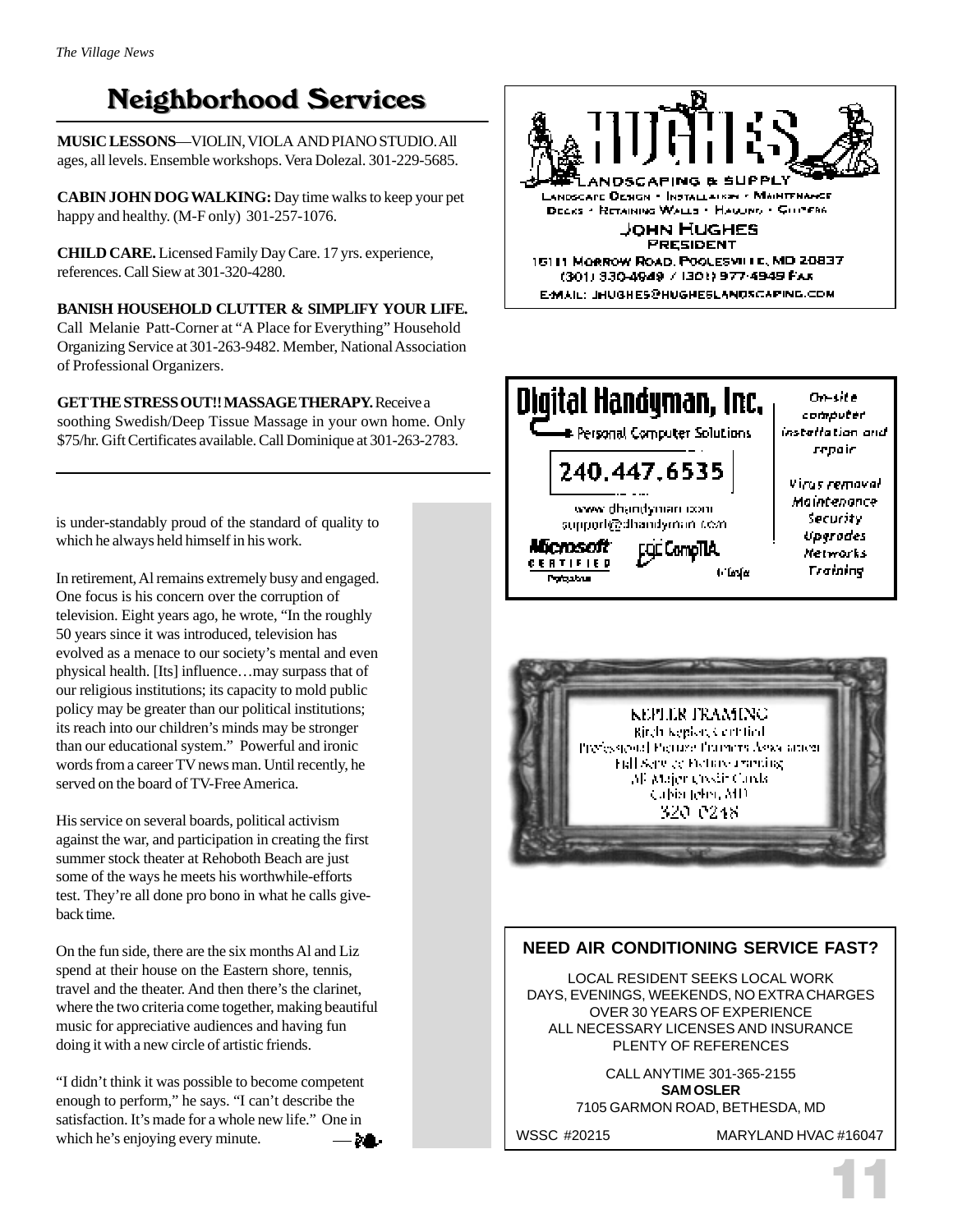# Neighborhood Services

**MUSIC LESSONS**—VIOLIN, VIOLA AND PIANO STUDIO. All ages, all levels. Ensemble workshops. Vera Dolezal. 301-229-5685.

**CABIN JOHN DOG WALKING:** Day time walks to keep your pet happy and healthy. (M-F only) 301-257-1076.

**CHILD CARE.** Licensed Family Day Care. 17 yrs. experience, references. Call Siew at 301-320-4280.

**BANISH HOUSEHOLD CLUTTER & SIMPLIFY YOUR LIFE.** Call Melanie Patt-Corner at "A Place for Everything" Household Organizing Service at 301-263-9482. Member, National Association of Professional Organizers.

**GET THE STRESS OUT!! MASSAGE THERAPY.** Receive a soothing Swedish/Deep Tissue Massage in your own home. Only $75/hr. Gift Certificates available. Call Dominique at 301-263-2783.

---

is under-standably proud of the standard of quality to which he always held himself in his work.

In retirement, Al remains extremely busy and engaged. One focus is his concern over the corruption of television. Eight years ago, he wrote, "In the roughly 50 years since it was introduced, television has evolved as a menace to our society's mental and even physical health. [Its] influence…may surpass that of our religious institutions; its capacity to mold public policy may be greater than our political institutions; its reach into our children's minds may be stronger than our educational system." Powerful and ironic words from a career TV news man. Until recently, he served on the board of TV-Free America.

His service on several boards, political activism against the war, and participation in creating the first summer stock theater at Rehoboth Beach are just some of the ways he meets his worthwhile-efforts test. They're all done pro bono in what he calls give-back time.

On the fun side, there are the six months Al and Liz spend at their house on the Eastern shore, tennis, travel and the theater. And then there's the clarinet, where the two criteria come together, making beautiful music for appreciative audiences and having fun doing it with a new circle of artistic friends.

"I didn't think it was possible to become competent enough to perform," he says. "I can't describe the satisfaction. It's made for a whole new life." One in which he's enjoying every minute.

---

**HUGHES LANDSCAPING & SUPPLY**
Landscape Design • Installation • Maintenance
Decks • Retaining Walls • Hauling • Gutters
JOHN HUGHES
PRESIDENT
16111 Morrow Road, Poolesville, MD 20837
(301) 330-4949 / (301) 977-4949 Fax
E-mail: jhughes@hugheslandscaping.com

---

**Digital Handyman, Inc.**
Personal Computer Solutions
240.447.6535
www.dhandyman.com
support@dhandyman.com
Microsoft Certified Professional — CompTIA

On-site computer installation and repair
Virus removal
Maintenance
Security
Upgrades
Networks
Training

---

KEPLER FRAMING
Birch Kepler, Certified
Professional Picture Framers Association
Full Service Picture Framing
All Major Credit Cards
Cabin John, MD
320-0248

---

**NEED AIR CONDITIONING SERVICE FAST?**

LOCAL RESIDENT SEEKS LOCAL WORK
DAYS, EVENINGS, WEEKENDS, NO EXTRA CHARGES
OVER 30 YEARS OF EXPERIENCE
ALL NECESSARY LICENSES AND INSURANCE
PLENTY OF REFERENCES

CALL ANYTIME 301-365-2155
**SAM OSLER**
7105 GARMON ROAD, BETHESDA, MD

WSSC #20215 MARYLAND HVAC #16047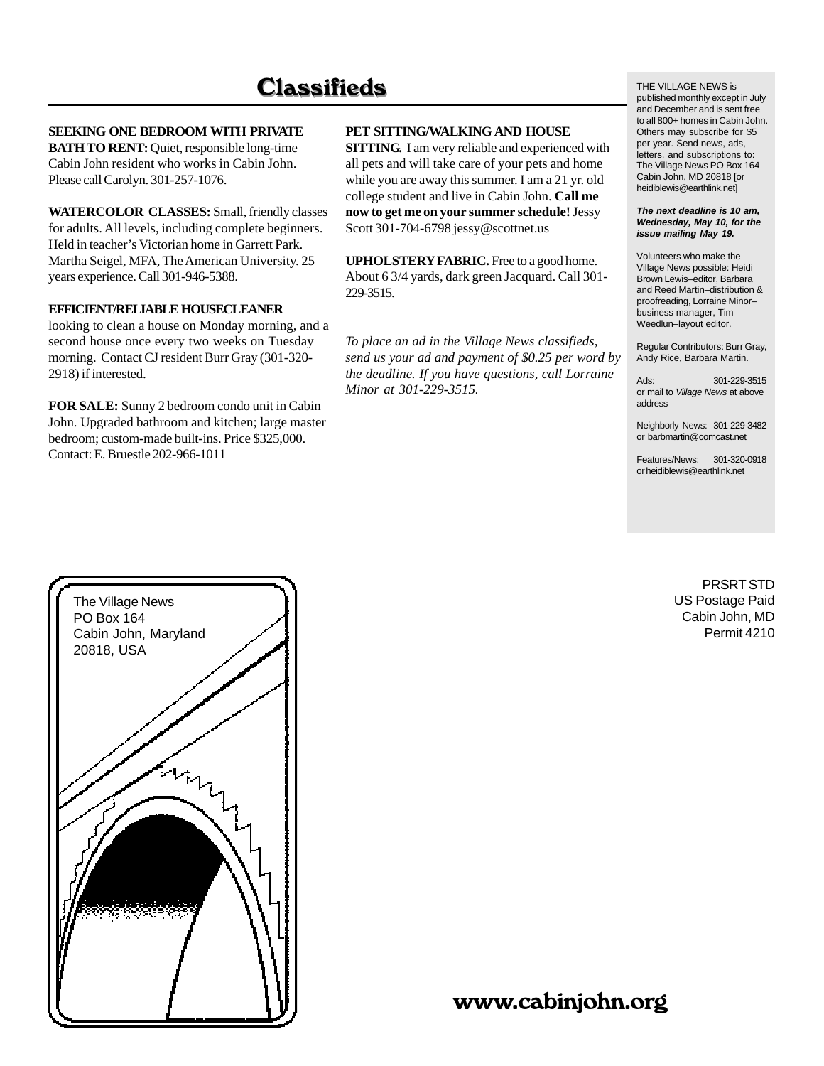# Classifieds

**SEEKING ONE BEDROOM WITH PRIVATE BATH TO RENT:** Quiet, responsible long-time Cabin John resident who works in Cabin John. Please call Carolyn. 301-257-1076.

**WATERCOLOR CLASSES:** Small, friendly classes for adults. All levels, including complete beginners. Held in teacher's Victorian home in Garrett Park. Martha Seigel, MFA, The American University. 25 years experience. Call 301-946-5388.

**EFFICIENT/RELIABLE HOUSECLEANER** looking to clean a house on Monday morning, and a second house once every two weeks on Tuesday morning. Contact CJ resident Burr Gray (301-320-2918) if interested.

**FOR SALE:** Sunny 2 bedroom condo unit in Cabin John. Upgraded bathroom and kitchen; large master bedroom; custom-made built-ins. Price $325,000. Contact: E. Bruestle 202-966-1011

**PET SITTING/WALKING AND HOUSE SITTING.** I am very reliable and experienced with all pets and will take care of your pets and home while you are away this summer. I am a 21 yr. old college student and live in Cabin John. **Call me now to get me on your summer schedule!** Jessy Scott 301-704-6798 jessy@scottnet.us

**UPHOLSTERY FABRIC.** Free to a good home. About 6 3/4 yards, dark green Jacquard. Call 301-229-3515.

*To place an ad in the Village News classifieds, send us your ad and payment of $0.25 per word by the deadline. If you have questions, call Lorraine Minor at 301-229-3515.*

THE VILLAGE NEWS is published monthly except in July and December and is sent free to all 800+ homes in Cabin John. Others may subscribe for $5 per year. Send news, ads, letters, and subscriptions to: The Village News PO Box 164 Cabin John, MD 20818 [or heidiblewis@earthlink.net]

***The next deadline is 10 am, Wednesday, May 10, for the issue mailing May 19.***

Volunteers who make the Village News possible: Heidi Brown Lewis–editor, Barbara and Reed Martin–distribution & proofreading, Lorraine Minor–business manager, Tim Weedlun–layout editor.

Regular Contributors: Burr Gray, Andy Rice, Barbara Martin.

Ads: 301-229-3515 or mail to *Village News* at above address

Neighborly News: 301-229-3482 or barbmartin@comcast.net

Features/News: 301-320-0918 or heidiblewis@earthlink.net

The Village News
PO Box 164
Cabin John, Maryland
20818, USA

PRSRT STD
US Postage Paid
Cabin John, MD
Permit 4210

**www.cabinjohn.org**